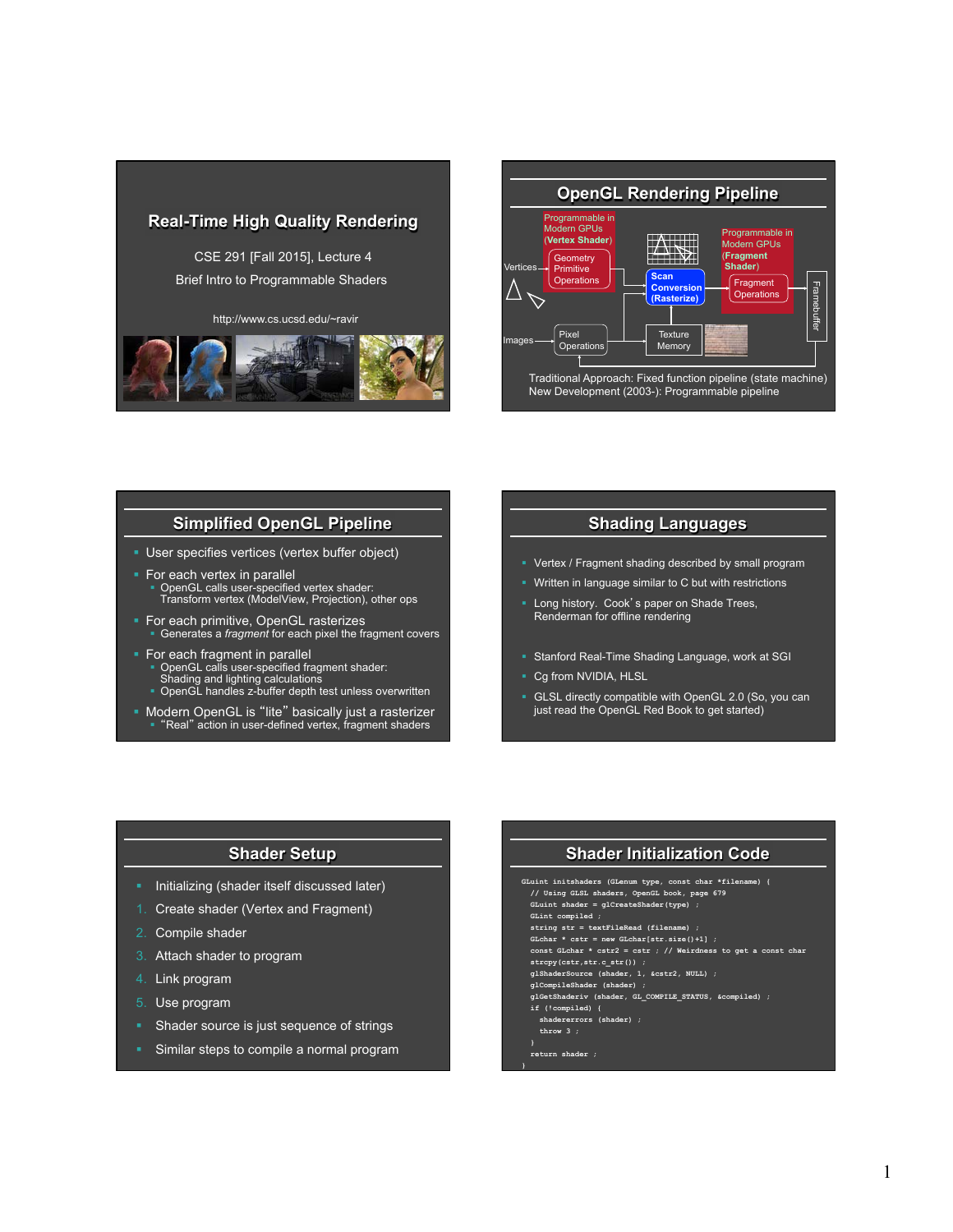# Real-Time High Quality Rendering

CSE 291 [Fall 2015], Lecture 4

Brief Intro to Programmable Shaders

http://www.cs.ucsd.edu/~ravir

## OpenGL Rendering Pipeline

Programmable in Modern GPUs (**Vertex Shader**)

Vertices → Geometry Primitive Operations → **Scan Conversion (Rasterize)** → Fragment Operations → Framebuffer

Programmable in Modern GPUs (**Fragment Shader**)

Images → Pixel Operations → Texture Memory

Traditional Approach: Fixed function pipeline (state machine)
New Development (2003-): Programmable pipeline

## Simplified OpenGL Pipeline

- User specifies vertices (vertex buffer object)
- For each vertex in parallel
  - OpenGL calls user-specified vertex shader: Transform vertex (ModelView, Projection), other ops
- For each primitive, OpenGL rasterizes
  - Generates a *fragment* for each pixel the fragment covers
- For each fragment in parallel
  - OpenGL calls user-specified fragment shader: Shading and lighting calculations
  - OpenGL handles z-buffer depth test unless overwritten
- Modern OpenGL is "lite" basically just a rasterizer
  - "Real" action in user-defined vertex, fragment shaders

## Shading Languages

- Vertex / Fragment shading described by small program
- Written in language similar to C but with restrictions
- Long history. Cook's paper on Shade Trees, Renderman for offline rendering
- Stanford Real-Time Shading Language, work at SGI
- Cg from NVIDIA, HLSL
- GLSL directly compatible with OpenGL 2.0 (So, you can just read the OpenGL Red Book to get started)

## Shader Setup

- Initializing (shader itself discussed later)

1. Create shader (Vertex and Fragment)
2. Compile shader
3. Attach shader to program
4. Link program
5. Use program

- Shader source is just sequence of strings
- Similar steps to compile a normal program

## Shader Initialization Code

```
GLuint initshaders (GLenum type, const char *filename) {
  // Using GLSL shaders, OpenGL book, page 679
  GLuint shader = glCreateShader(type) ;
  GLint compiled ;
  string str = textFileRead (filename) ;
  GLchar * cstr = new GLchar[str.size()+1] ;
  const GLchar * cstr2 = cstr ; // Weirdness to get a const char
  strcpy(cstr,str.c_str()) ;
  glShaderSource (shader, 1, &cstr2, NULL) ;
  glCompileShader (shader) ;
  glGetShaderiv (shader, GL_COMPILE_STATUS, &compiled) ;
  if (!compiled) {
    shadererrors (shader) ;
    throw 3 ;
  }
  return shader ;
}
```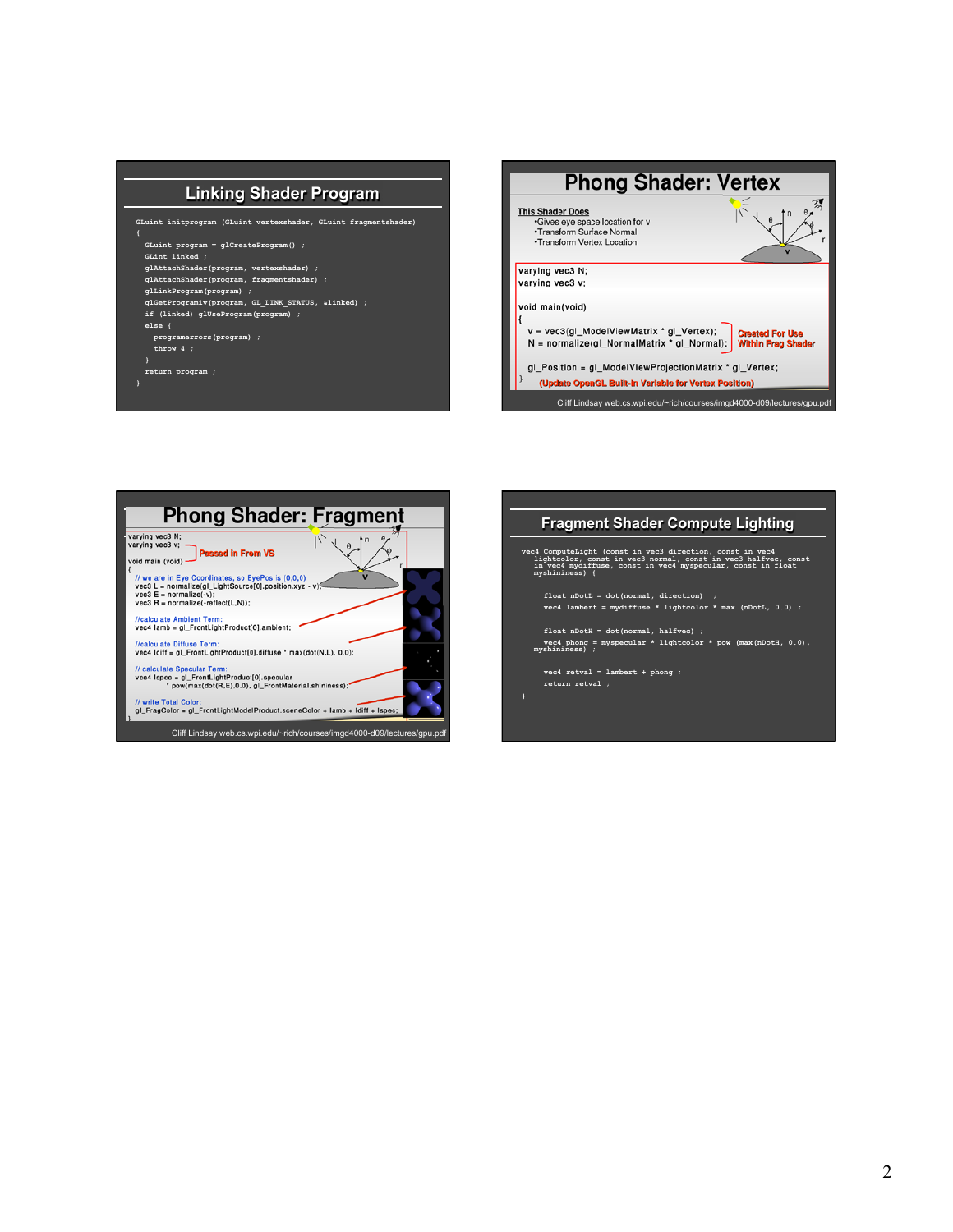## Linking Shader Program

```
GLuint initprogram (GLuint vertexshader, GLuint fragmentshader)
{
  GLuint program = glCreateProgram() ;
  GLint linked ;
  glAttachShader(program, vertexshader) ;
  glAttachShader(program, fragmentshader) ;
  glLinkProgram(program) ;
  glGetProgramiv(program, GL_LINK_STATUS, &linked) ;
  if (linked) glUseProgram(program) ;
  else {
    programerrors(program) ;
    throw 4 ;
  }
  return program ;
}
```

## Phong Shader: Vertex

**This Shader Does**

- Gives eye space location for v
- Transform Surface Normal
- Transform Vertex Location

```
varying vec3 N;
varying vec3 v;

void main(void)
{
  v = vec3(gl_ModelViewMatrix * gl_Vertex);
  N = normalize(gl_NormalMatrix * gl_Normal);

  gl_Position = gl_ModelViewProjectionMatrix * gl_Vertex;
}
```

Created For Use Within Frag Shader

(Update OpenGL Built-in Variable for Vertex Position)

Cliff Lindsay web.cs.wpi.edu/~rich/courses/imgd4000-d09/lectures/gpu.pdf

## Phong Shader: Fragment

```
varying vec3 N;
varying vec3 v;

void main (void)
{
  // we are in Eye Coordinates, so EyePos is (0,0,0)
  vec3 L = normalize(gl_LightSource[0].position.xyz - v);
  vec3 E = normalize(-v);
  vec3 R = normalize(-reflect(L,N));

  //calculate Ambient Term:
  vec4 Iamb = gl_FrontLightProduct[0].ambient;

  //calculate Diffuse Term:
  vec4 Idiff = gl_FrontLightProduct[0].diffuse * max(dot(N,L), 0.0);

  // calculate Specular Term:
  vec4 Ispec = gl_FrontLightProduct[0].specular
               * pow(max(dot(R,E),0.0), gl_FrontMaterial.shininess);

  // write Total Color:
  gl_FragColor = gl_FrontLightModelProduct.sceneColor + Iamb + Idiff + Ispec;
}
```

Passed in From VS

Cliff Lindsay web.cs.wpi.edu/~rich/courses/imgd4000-d09/lectures/gpu.pdf

## Fragment Shader Compute Lighting

```
vec4 ComputeLight (const in vec3 direction, const in vec4
  lightcolor, const in vec3 normal, const in vec3 halfvec, const
  in vec4 mydiffuse, const in vec4 myspecular, const in float
  myshininess) {

    float nDotL = dot(normal, direction) ;
    vec4 lambert = mydiffuse * lightcolor * max (nDotL, 0.0) ;

    float nDotH = dot(normal, halfvec) ;
    vec4 phong = myspecular * lightcolor * pow (max(nDotH, 0.0),
  myshininess) ;

    vec4 retval = lambert + phong ;
    return retval ;
}
```